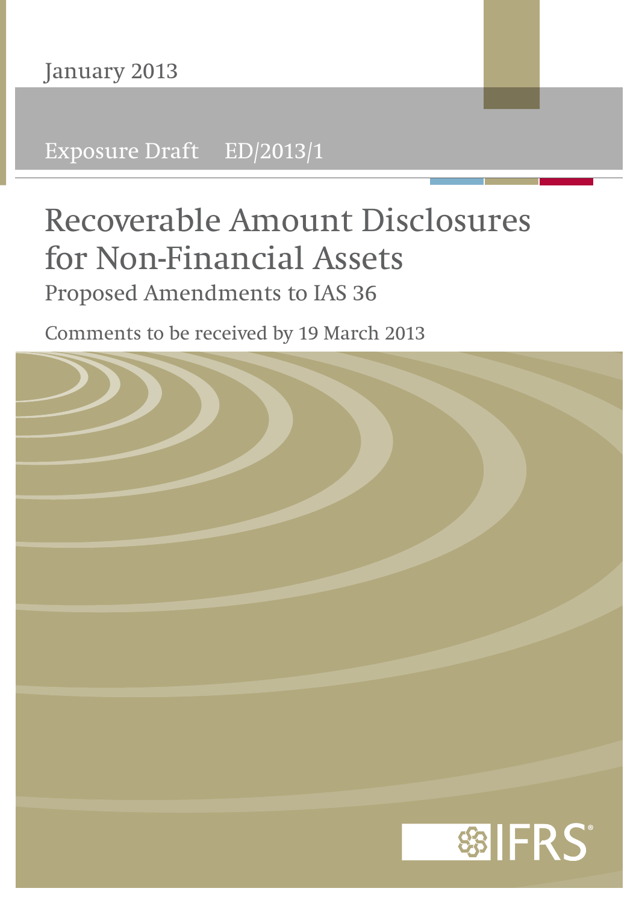January 2013

Exposure Draft ED/2013/1

# Recoverable Amount Disclosures for Non-Financial Assets

## Proposed Amendments to IAS 36

Comments to be received by 19 March 2013

IFRS®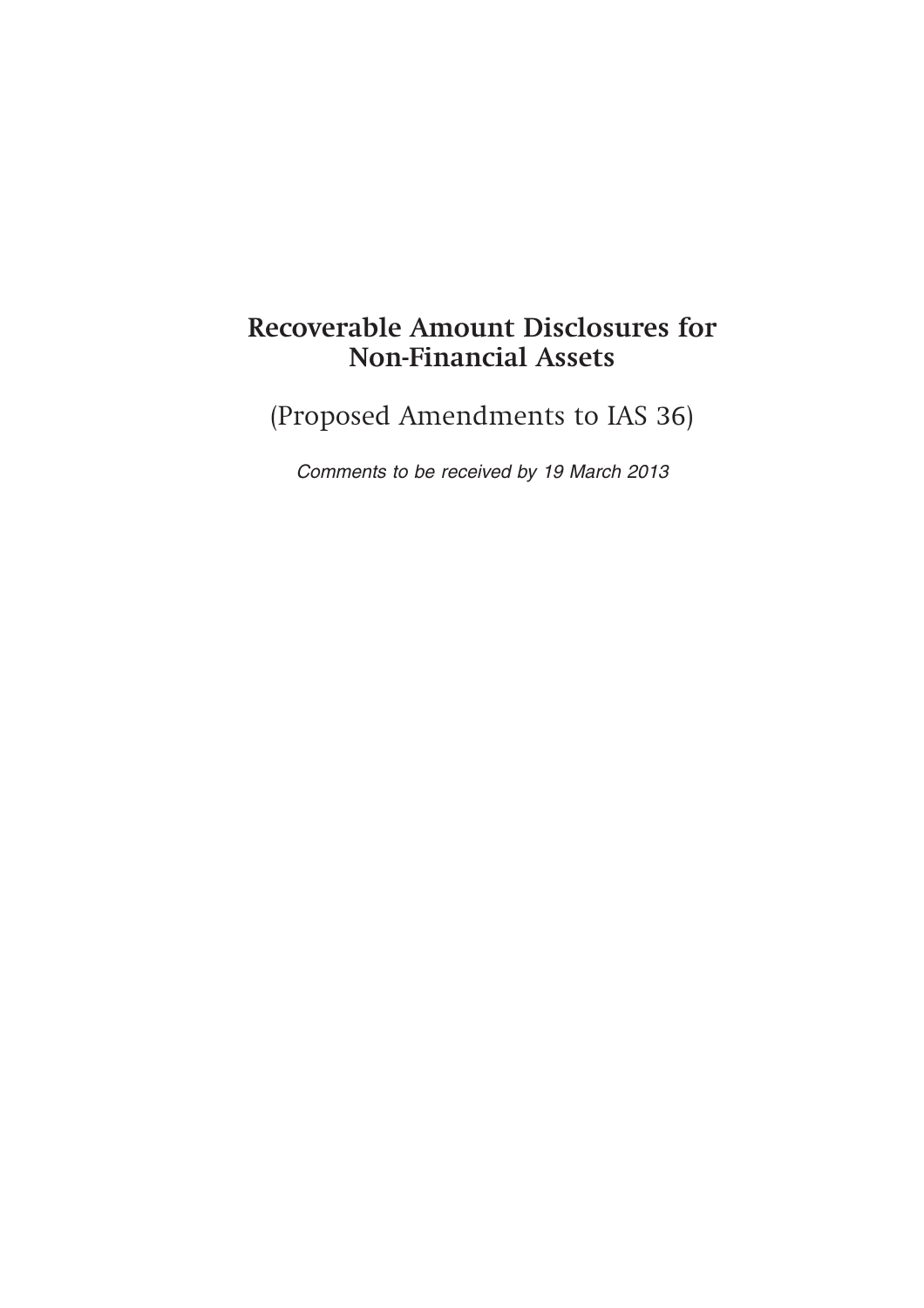# Recoverable Amount Disclosures for Non-Financial Assets

(Proposed Amendments to IAS 36)

*Comments to be received by 19 March 2013*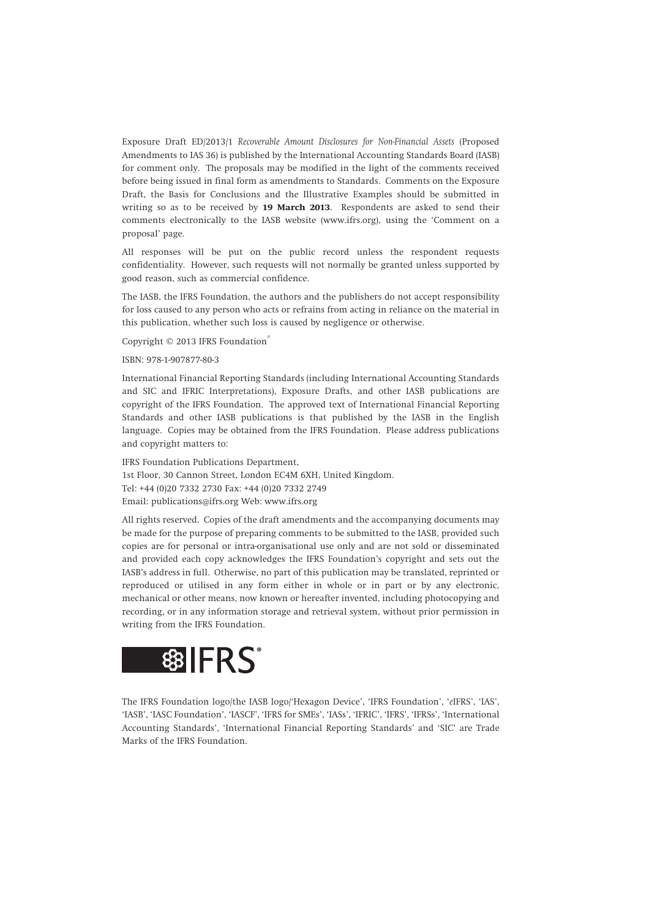Exposure Draft ED/2013/1 *Recoverable Amount Disclosures for Non-Financial Assets* (Proposed Amendments to IAS 36) is published by the International Accounting Standards Board (IASB) for comment only. The proposals may be modified in the light of the comments received before being issued in final form as amendments to Standards. Comments on the Exposure Draft, the Basis for Conclusions and the Illustrative Examples should be submitted in writing so as to be received by **19 March 2013**. Respondents are asked to send their comments electronically to the IASB website (www.ifrs.org), using the 'Comment on a proposal' page.

All responses will be put on the public record unless the respondent requests confidentiality. However, such requests will not normally be granted unless supported by good reason, such as commercial confidence.

The IASB, the IFRS Foundation, the authors and the publishers do not accept responsibility for loss caused to any person who acts or refrains from acting in reliance on the material in this publication, whether such loss is caused by negligence or otherwise.

Copyright © 2013 IFRS Foundation®

ISBN: 978-1-907877-80-3

International Financial Reporting Standards (including International Accounting Standards and SIC and IFRIC Interpretations), Exposure Drafts, and other IASB publications are copyright of the IFRS Foundation. The approved text of International Financial Reporting Standards and other IASB publications is that published by the IASB in the English language. Copies may be obtained from the IFRS Foundation. Please address publications and copyright matters to:

IFRS Foundation Publications Department,
1st Floor, 30 Cannon Street, London EC4M 6XH, United Kingdom.
Tel: +44 (0)20 7332 2730 Fax: +44 (0)20 7332 2749
Email: publications@ifrs.org Web: www.ifrs.org

All rights reserved. Copies of the draft amendments and the accompanying documents may be made for the purpose of preparing comments to be submitted to the IASB, provided such copies are for personal or intra-organisational use only and are not sold or disseminated and provided each copy acknowledges the IFRS Foundation's copyright and sets out the IASB's address in full. Otherwise, no part of this publication may be translated, reprinted or reproduced or utilised in any form either in whole or in part or by any electronic, mechanical or other means, now known or hereafter invented, including photocopying and recording, or in any information storage and retrieval system, without prior permission in writing from the IFRS Foundation.

IFRS®

The IFRS Foundation logo/the IASB logo/'Hexagon Device', 'IFRS Foundation', '*e*IFRS', 'IAS', 'IASB', 'IASC Foundation', 'IASCF', 'IFRS for SMEs', 'IASs', 'IFRIC', 'IFRS', 'IFRSs', 'International Accounting Standards', 'International Financial Reporting Standards' and 'SIC' are Trade Marks of the IFRS Foundation.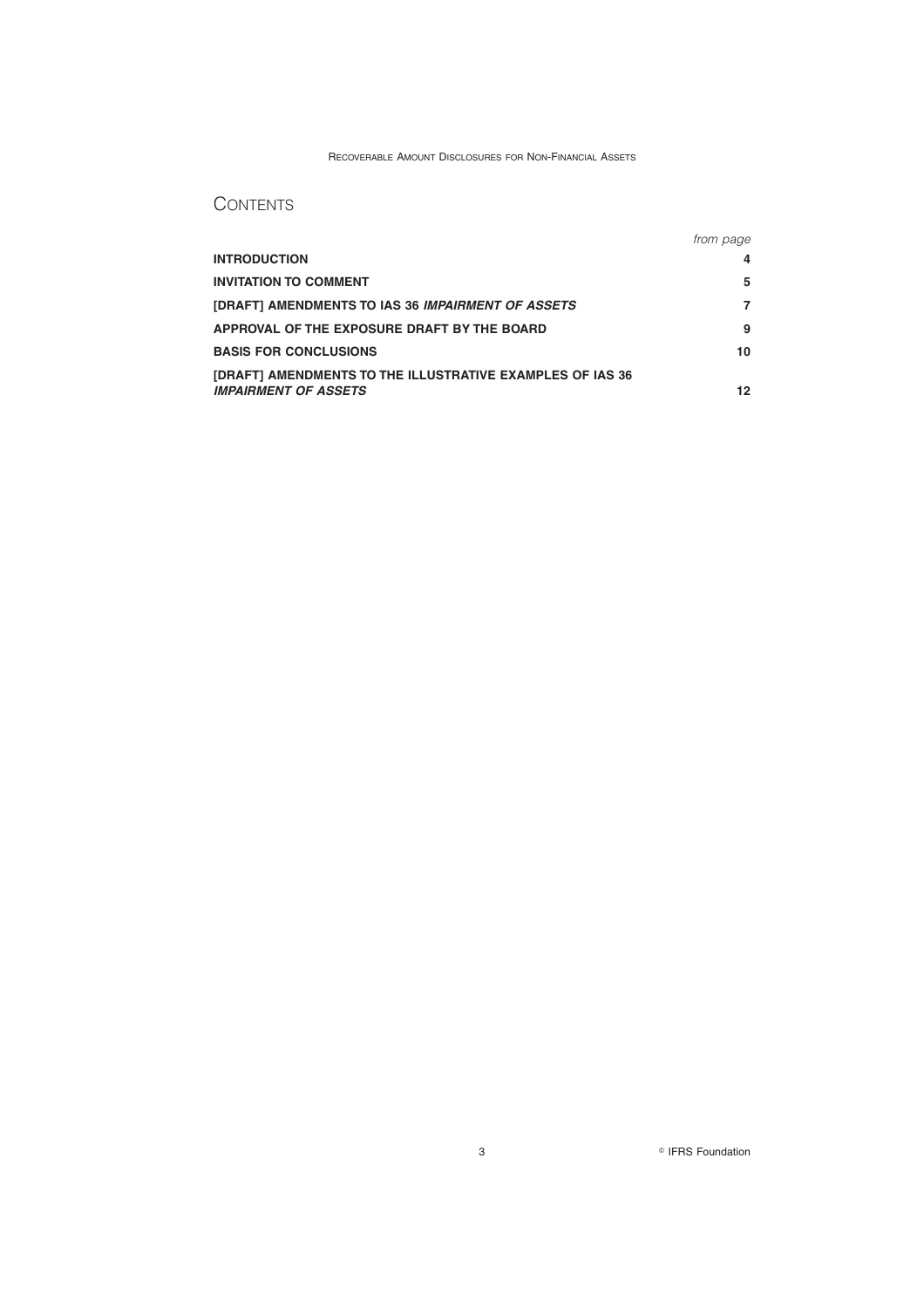# CONTENTS

| | *from page* |
|---|---|
| **INTRODUCTION** | **4** |
| **INVITATION TO COMMENT** | **5** |
| **[DRAFT] AMENDMENTS TO IAS 36 *IMPAIRMENT OF ASSETS*** | **7** |
| **APPROVAL OF THE EXPOSURE DRAFT BY THE BOARD** | **9** |
| **BASIS FOR CONCLUSIONS** | **10** |
| **[DRAFT] AMENDMENTS TO THE ILLUSTRATIVE EXAMPLES OF IAS 36 *IMPAIRMENT OF ASSETS*** | **12** |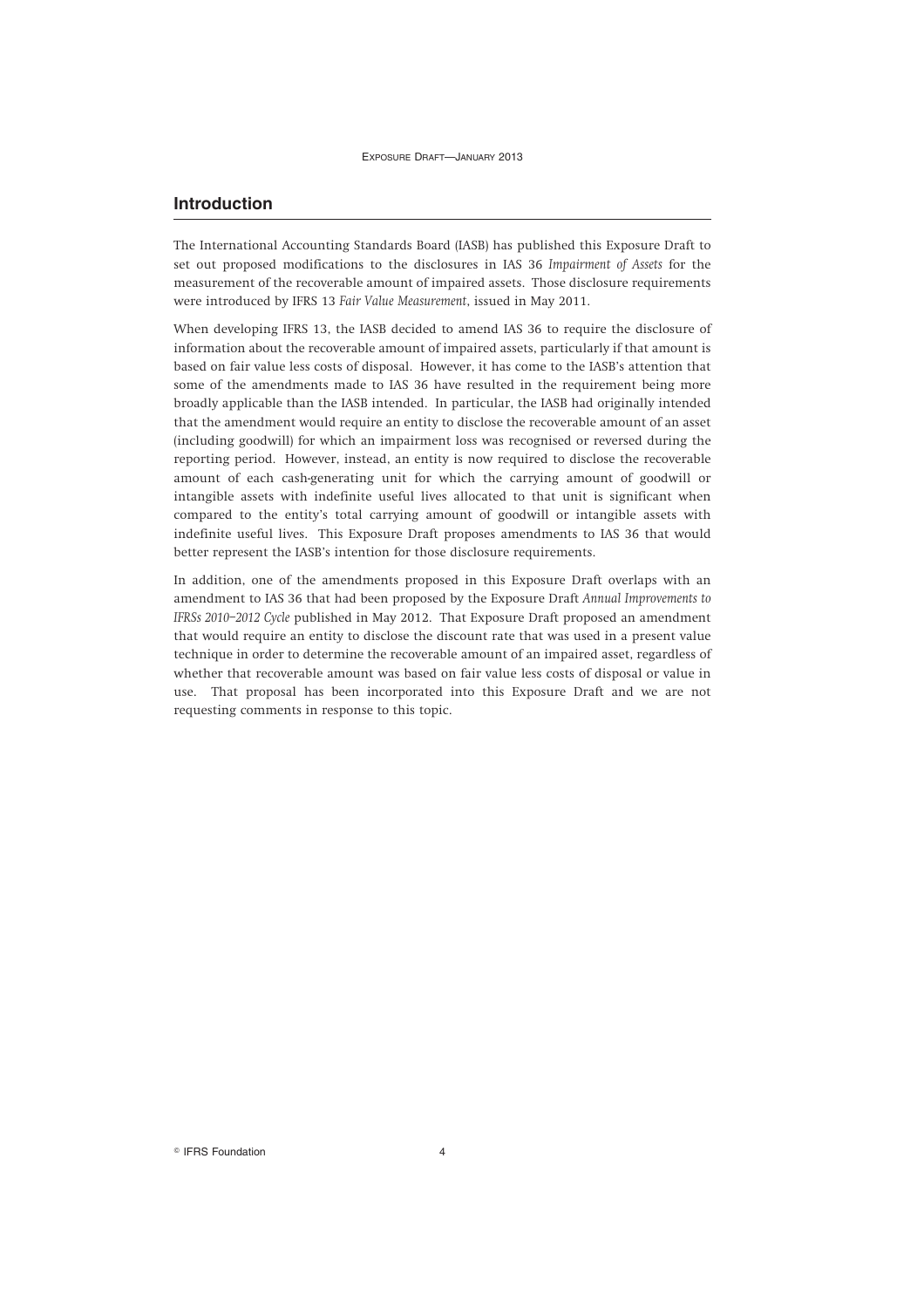## Introduction

The International Accounting Standards Board (IASB) has published this Exposure Draft to set out proposed modifications to the disclosures in IAS 36 *Impairment of Assets* for the measurement of the recoverable amount of impaired assets. Those disclosure requirements were introduced by IFRS 13 *Fair Value Measurement*, issued in May 2011.

When developing IFRS 13, the IASB decided to amend IAS 36 to require the disclosure of information about the recoverable amount of impaired assets, particularly if that amount is based on fair value less costs of disposal. However, it has come to the IASB's attention that some of the amendments made to IAS 36 have resulted in the requirement being more broadly applicable than the IASB intended. In particular, the IASB had originally intended that the amendment would require an entity to disclose the recoverable amount of an asset (including goodwill) for which an impairment loss was recognised or reversed during the reporting period. However, instead, an entity is now required to disclose the recoverable amount of each cash-generating unit for which the carrying amount of goodwill or intangible assets with indefinite useful lives allocated to that unit is significant when compared to the entity's total carrying amount of goodwill or intangible assets with indefinite useful lives. This Exposure Draft proposes amendments to IAS 36 that would better represent the IASB's intention for those disclosure requirements.

In addition, one of the amendments proposed in this Exposure Draft overlaps with an amendment to IAS 36 that had been proposed by the Exposure Draft *Annual Improvements to IFRSs 2010–2012 Cycle* published in May 2012. That Exposure Draft proposed an amendment that would require an entity to disclose the discount rate that was used in a present value technique in order to determine the recoverable amount of an impaired asset, regardless of whether that recoverable amount was based on fair value less costs of disposal or value in use. That proposal has been incorporated into this Exposure Draft and we are not requesting comments in response to this topic.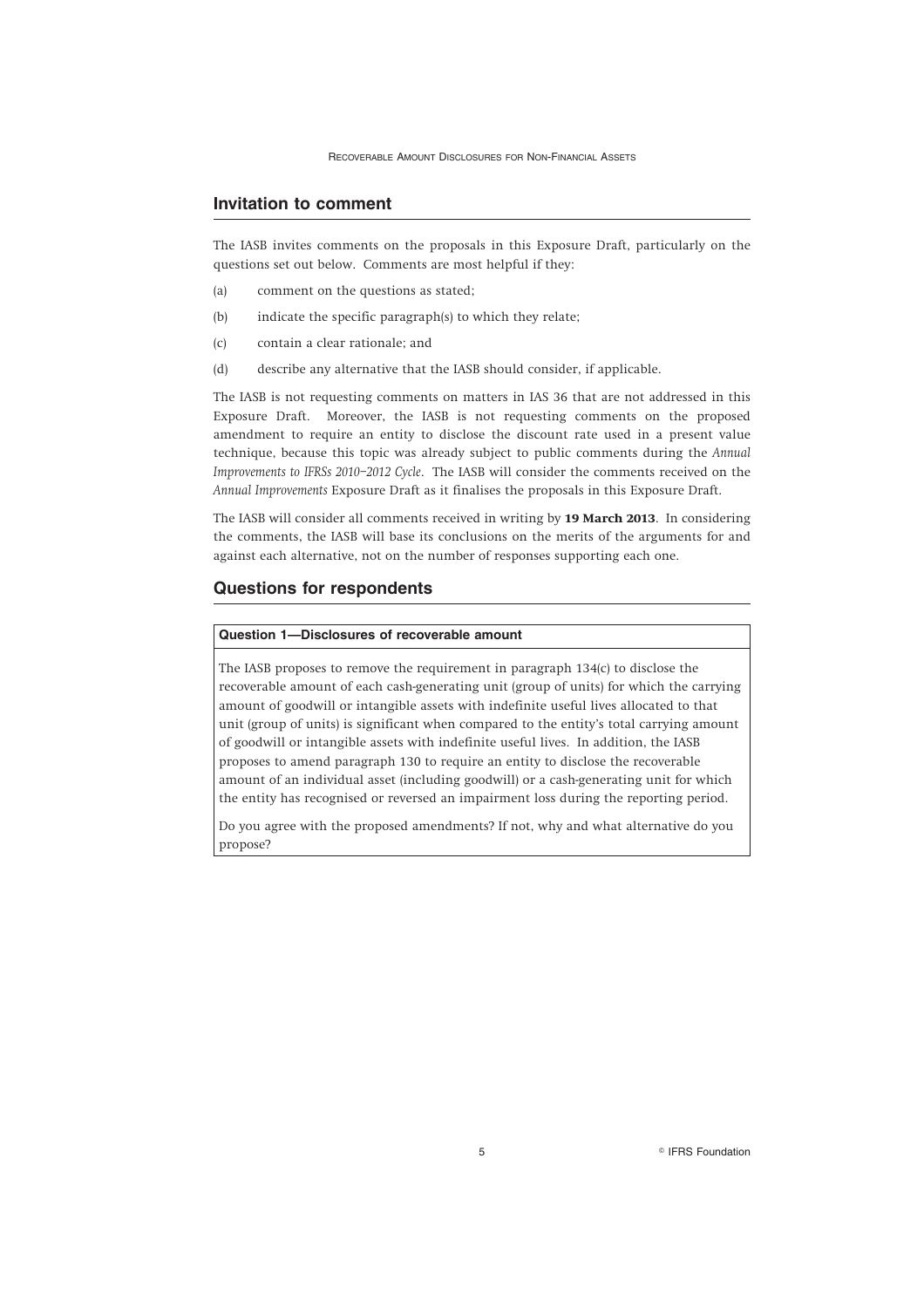## Invitation to comment

The IASB invites comments on the proposals in this Exposure Draft, particularly on the questions set out below. Comments are most helpful if they:

(a) comment on the questions as stated;

(b) indicate the specific paragraph(s) to which they relate;

(c) contain a clear rationale; and

(d) describe any alternative that the IASB should consider, if applicable.

The IASB is not requesting comments on matters in IAS 36 that are not addressed in this Exposure Draft. Moreover, the IASB is not requesting comments on the proposed amendment to require an entity to disclose the discount rate used in a present value technique, because this topic was already subject to public comments during the *Annual Improvements to IFRSs 2010–2012 Cycle*. The IASB will consider the comments received on the *Annual Improvements* Exposure Draft as it finalises the proposals in this Exposure Draft.

The IASB will consider all comments received in writing by **19 March 2013**. In considering the comments, the IASB will base its conclusions on the merits of the arguments for and against each alternative, not on the number of responses supporting each one.

## Questions for respondents

**Question 1—Disclosures of recoverable amount**

The IASB proposes to remove the requirement in paragraph 134(c) to disclose the recoverable amount of each cash-generating unit (group of units) for which the carrying amount of goodwill or intangible assets with indefinite useful lives allocated to that unit (group of units) is significant when compared to the entity's total carrying amount of goodwill or intangible assets with indefinite useful lives. In addition, the IASB proposes to amend paragraph 130 to require an entity to disclose the recoverable amount of an individual asset (including goodwill) or a cash-generating unit for which the entity has recognised or reversed an impairment loss during the reporting period.

Do you agree with the proposed amendments? If not, why and what alternative do you propose?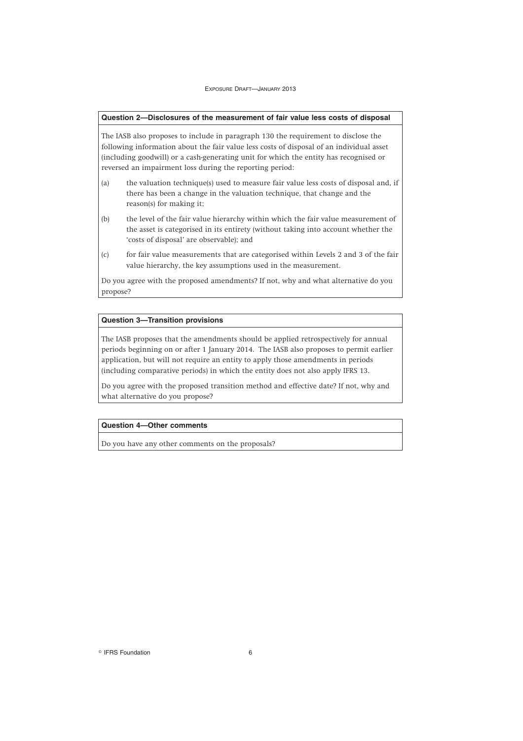### Question 2—Disclosures of the measurement of fair value less costs of disposal

The IASB also proposes to include in paragraph 130 the requirement to disclose the following information about the fair value less costs of disposal of an individual asset (including goodwill) or a cash-generating unit for which the entity has recognised or reversed an impairment loss during the reporting period:

(a) the valuation technique(s) used to measure fair value less costs of disposal and, if there has been a change in the valuation technique, that change and the reason(s) for making it;

(b) the level of the fair value hierarchy within which the fair value measurement of the asset is categorised in its entirety (without taking into account whether the 'costs of disposal' are observable); and

(c) for fair value measurements that are categorised within Levels 2 and 3 of the fair value hierarchy, the key assumptions used in the measurement.

Do you agree with the proposed amendments? If not, why and what alternative do you propose?

### Question 3—Transition provisions

The IASB proposes that the amendments should be applied retrospectively for annual periods beginning on or after 1 January 2014. The IASB also proposes to permit earlier application, but will not require an entity to apply those amendments in periods (including comparative periods) in which the entity does not also apply IFRS 13.

Do you agree with the proposed transition method and effective date? If not, why and what alternative do you propose?

### Question 4—Other comments

Do you have any other comments on the proposals?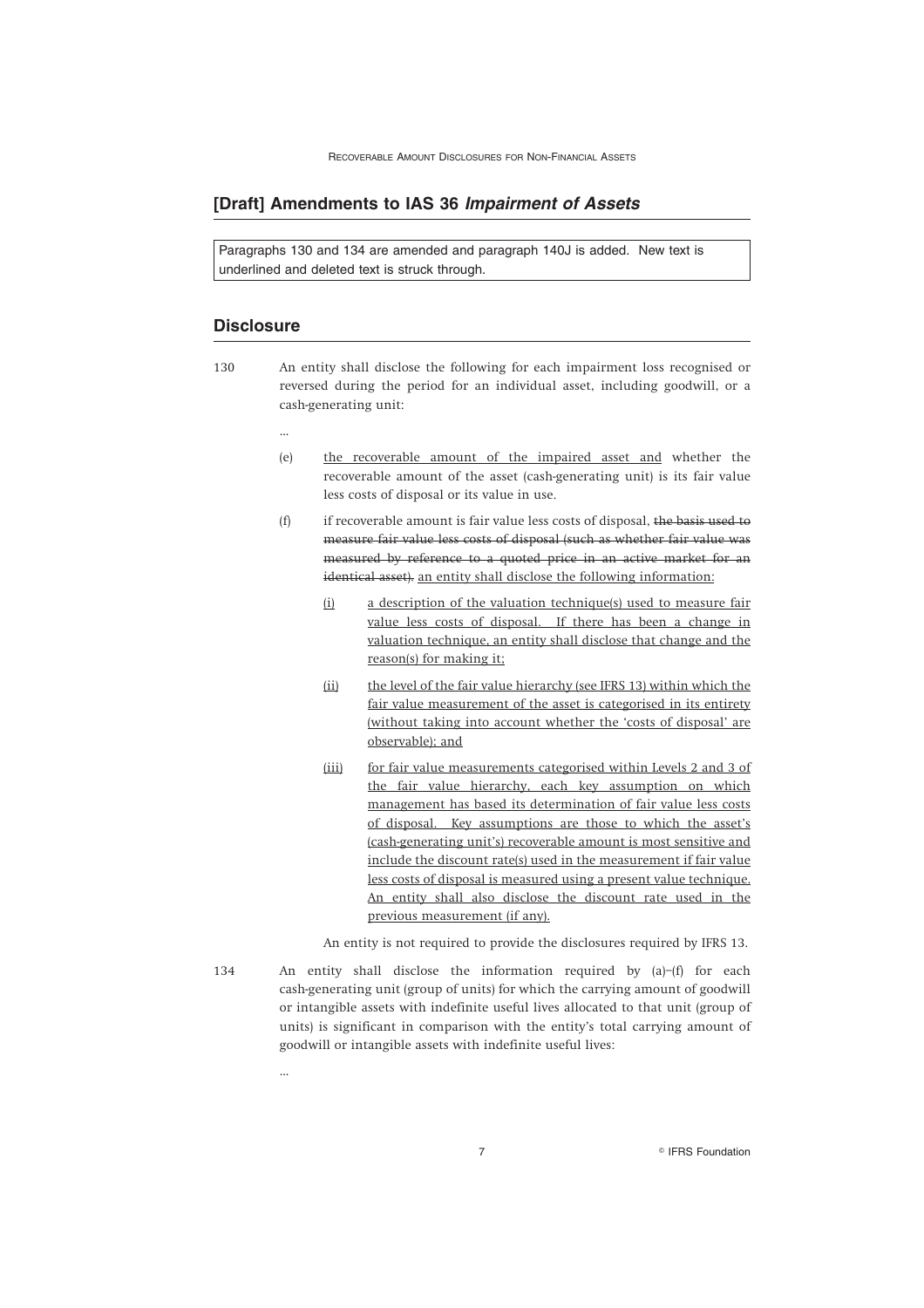## [Draft] Amendments to IAS 36 *Impairment of Assets*

Paragraphs 130 and 134 are amended and paragraph 140J is added. New text is underlined and deleted text is struck through.

## Disclosure

130 An entity shall disclose the following for each impairment loss recognised or reversed during the period for an individual asset, including goodwill, or a cash-generating unit:

...

(e) <u>the recoverable amount of the impaired asset and</u> whether the recoverable amount of the asset (cash-generating unit) is its fair value less costs of disposal or its value in use.

(f) if recoverable amount is fair value less costs of disposal, ~~the basis used to measure fair value less costs of disposal (such as whether fair value was measured by reference to a quoted price in an active market for an identical asset).~~ <u>an entity shall disclose the following information:</u>

(i) <u>a description of the valuation technique(s) used to measure fair value less costs of disposal. If there has been a change in valuation technique, an entity shall disclose that change and the reason(s) for making it;</u>

(ii) <u>the level of the fair value hierarchy (see IFRS 13) within which the fair value measurement of the asset is categorised in its entirety (without taking into account whether the 'costs of disposal' are observable); and</u>

(iii) <u>for fair value measurements categorised within Levels 2 and 3 of the fair value hierarchy, each key assumption on which management has based its determination of fair value less costs of disposal. Key assumptions are those to which the asset's (cash-generating unit's) recoverable amount is most sensitive and include the discount rate(s) used in the measurement if fair value less costs of disposal is measured using a present value technique. An entity shall also disclose the discount rate used in the previous measurement (if any).</u>

An entity is not required to provide the disclosures required by IFRS 13.

134 An entity shall disclose the information required by (a)–(f) for each cash-generating unit (group of units) for which the carrying amount of goodwill or intangible assets with indefinite useful lives allocated to that unit (group of units) is significant in comparison with the entity's total carrying amount of goodwill or intangible assets with indefinite useful lives:

...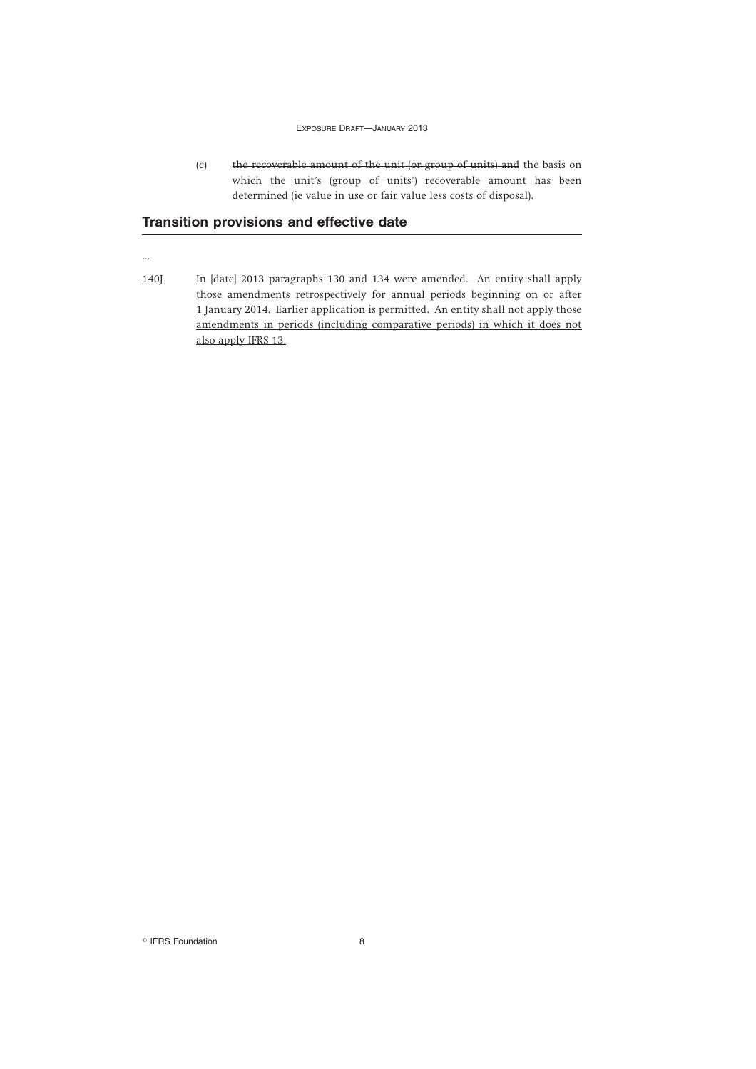(c) ~~the recoverable amount of the unit (or group of units) and~~ the basis on which the unit's (group of units') recoverable amount has been determined (ie value in use or fair value less costs of disposal).

## Transition provisions and effective date

...

<u>140J</u> <u>In [date] 2013 paragraphs 130 and 134 were amended. An entity shall apply those amendments retrospectively for annual periods beginning on or after 1 January 2014. Earlier application is permitted. An entity shall not apply those amendments in periods (including comparative periods) in which it does not also apply IFRS 13.</u>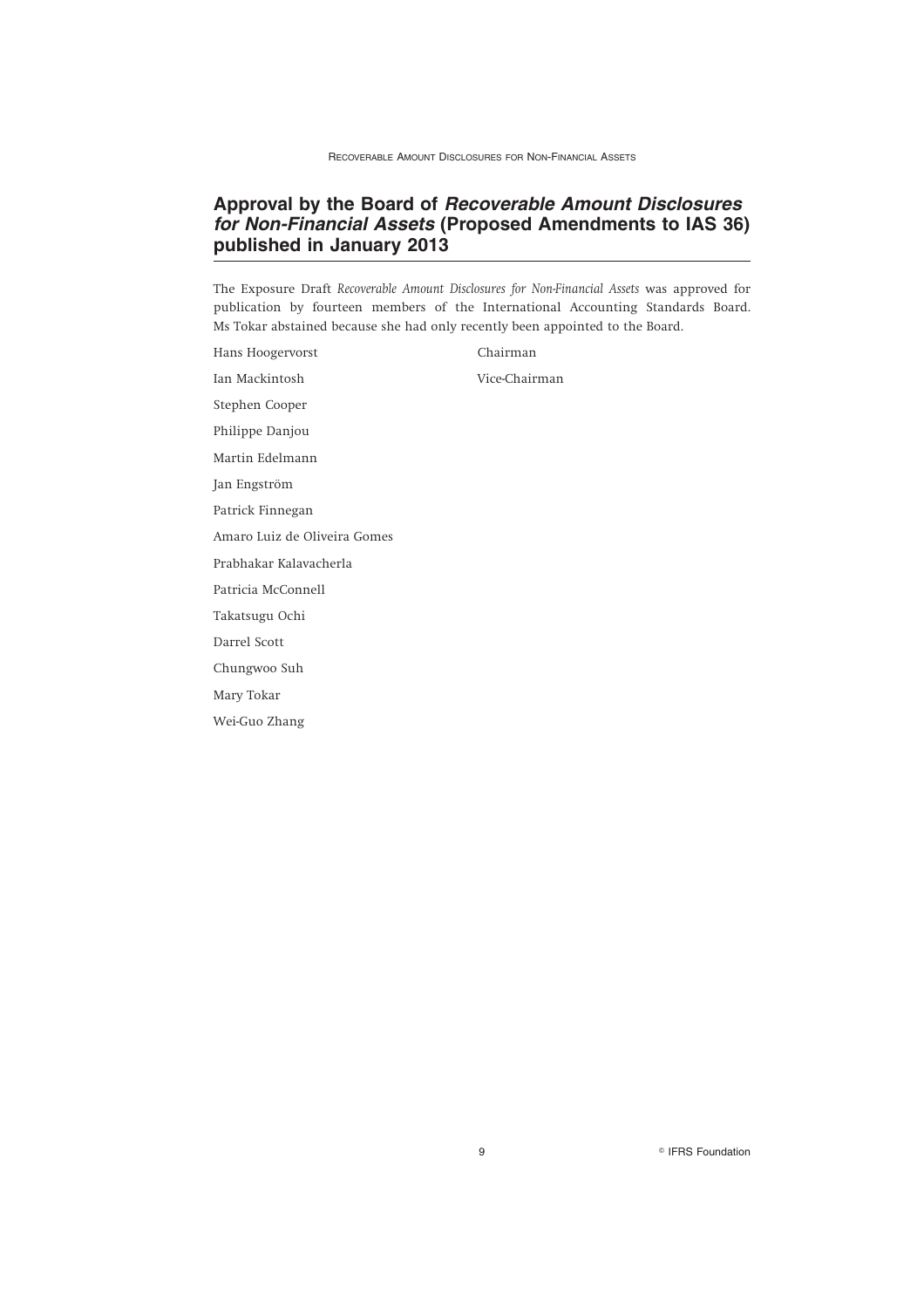## Approval by the Board of *Recoverable Amount Disclosures for Non-Financial Assets* (Proposed Amendments to IAS 36) published in January 2013

The Exposure Draft *Recoverable Amount Disclosures for Non-Financial Assets* was approved for publication by fourteen members of the International Accounting Standards Board. Ms Tokar abstained because she had only recently been appointed to the Board.

| | |
|---|---|
| Hans Hoogervorst | Chairman |
| Ian Mackintosh | Vice-Chairman |
| Stephen Cooper | |
| Philippe Danjou | |
| Martin Edelmann | |
| Jan Engström | |
| Patrick Finnegan | |
| Amaro Luiz de Oliveira Gomes | |
| Prabhakar Kalavacherla | |
| Patricia McConnell | |
| Takatsugu Ochi | |
| Darrel Scott | |
| Chungwoo Suh | |
| Mary Tokar | |
| Wei-Guo Zhang | |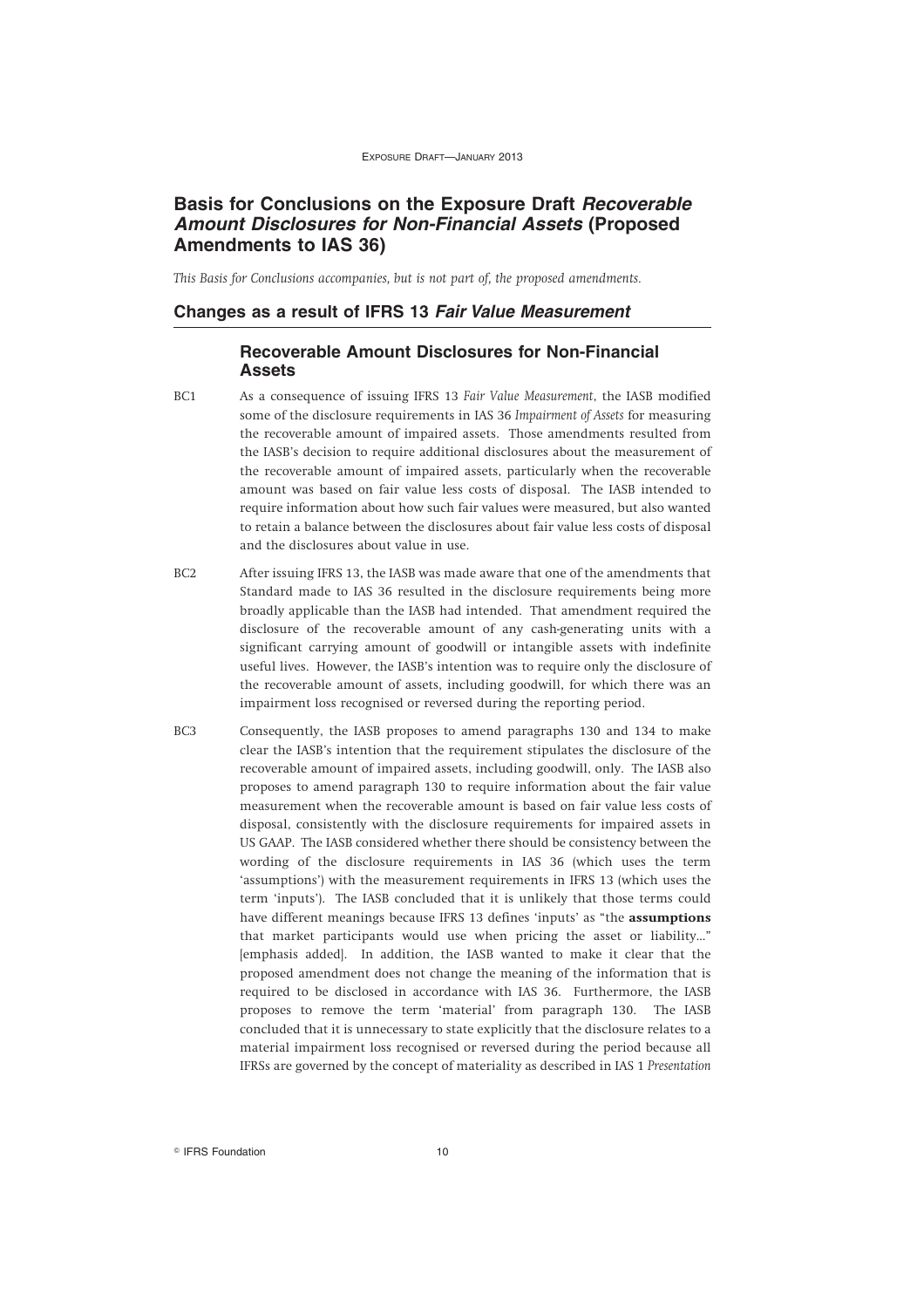# Basis for Conclusions on the Exposure Draft *Recoverable Amount Disclosures for Non-Financial Assets* (Proposed Amendments to IAS 36)

*This Basis for Conclusions accompanies, but is not part of, the proposed amendments.*

## Changes as a result of IFRS 13 *Fair Value Measurement*

### Recoverable Amount Disclosures for Non-Financial Assets

BC1 As a consequence of issuing IFRS 13 *Fair Value Measurement*, the IASB modified some of the disclosure requirements in IAS 36 *Impairment of Assets* for measuring the recoverable amount of impaired assets. Those amendments resulted from the IASB's decision to require additional disclosures about the measurement of the recoverable amount of impaired assets, particularly when the recoverable amount was based on fair value less costs of disposal. The IASB intended to require information about how such fair values were measured, but also wanted to retain a balance between the disclosures about fair value less costs of disposal and the disclosures about value in use.

BC2 After issuing IFRS 13, the IASB was made aware that one of the amendments that Standard made to IAS 36 resulted in the disclosure requirements being more broadly applicable than the IASB had intended. That amendment required the disclosure of the recoverable amount of any cash-generating units with a significant carrying amount of goodwill or intangible assets with indefinite useful lives. However, the IASB's intention was to require only the disclosure of the recoverable amount of assets, including goodwill, for which there was an impairment loss recognised or reversed during the reporting period.

BC3 Consequently, the IASB proposes to amend paragraphs 130 and 134 to make clear the IASB's intention that the requirement stipulates the disclosure of the recoverable amount of impaired assets, including goodwill, only. The IASB also proposes to amend paragraph 130 to require information about the fair value measurement when the recoverable amount is based on fair value less costs of disposal, consistently with the disclosure requirements for impaired assets in US GAAP. The IASB considered whether there should be consistency between the wording of the disclosure requirements in IAS 36 (which uses the term 'assumptions') with the measurement requirements in IFRS 13 (which uses the term 'inputs'). The IASB concluded that it is unlikely that those terms could have different meanings because IFRS 13 defines 'inputs' as "the **assumptions** that market participants would use when pricing the asset or liability..." [emphasis added]. In addition, the IASB wanted to make it clear that the proposed amendment does not change the meaning of the information that is required to be disclosed in accordance with IAS 36. Furthermore, the IASB proposes to remove the term 'material' from paragraph 130. The IASB concluded that it is unnecessary to state explicitly that the disclosure relates to a material impairment loss recognised or reversed during the period because all IFRSs are governed by the concept of materiality as described in IAS 1 *Presentation*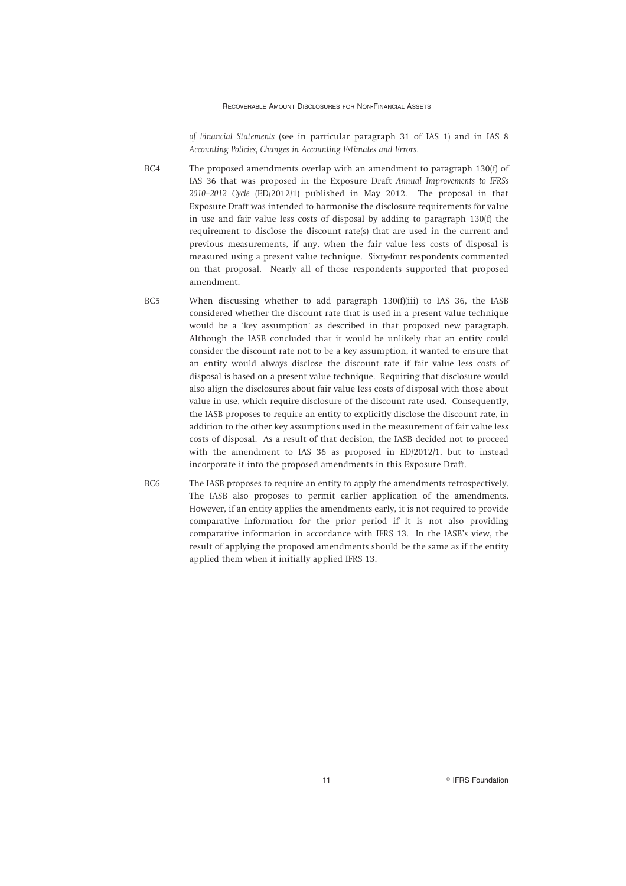*of Financial Statements* (see in particular paragraph 31 of IAS 1) and in IAS 8 *Accounting Policies, Changes in Accounting Estimates and Errors*.

BC4 The proposed amendments overlap with an amendment to paragraph 130(f) of IAS 36 that was proposed in the Exposure Draft *Annual Improvements to IFRSs 2010–2012 Cycle* (ED/2012/1) published in May 2012. The proposal in that Exposure Draft was intended to harmonise the disclosure requirements for value in use and fair value less costs of disposal by adding to paragraph 130(f) the requirement to disclose the discount rate(s) that are used in the current and previous measurements, if any, when the fair value less costs of disposal is measured using a present value technique. Sixty-four respondents commented on that proposal. Nearly all of those respondents supported that proposed amendment.

BC5 When discussing whether to add paragraph 130(f)(iii) to IAS 36, the IASB considered whether the discount rate that is used in a present value technique would be a 'key assumption' as described in that proposed new paragraph. Although the IASB concluded that it would be unlikely that an entity could consider the discount rate not to be a key assumption, it wanted to ensure that an entity would always disclose the discount rate if fair value less costs of disposal is based on a present value technique. Requiring that disclosure would also align the disclosures about fair value less costs of disposal with those about value in use, which require disclosure of the discount rate used. Consequently, the IASB proposes to require an entity to explicitly disclose the discount rate, in addition to the other key assumptions used in the measurement of fair value less costs of disposal. As a result of that decision, the IASB decided not to proceed with the amendment to IAS 36 as proposed in ED/2012/1, but to instead incorporate it into the proposed amendments in this Exposure Draft.

BC6 The IASB proposes to require an entity to apply the amendments retrospectively. The IASB also proposes to permit earlier application of the amendments. However, if an entity applies the amendments early, it is not required to provide comparative information for the prior period if it is not also providing comparative information in accordance with IFRS 13. In the IASB's view, the result of applying the proposed amendments should be the same as if the entity applied them when it initially applied IFRS 13.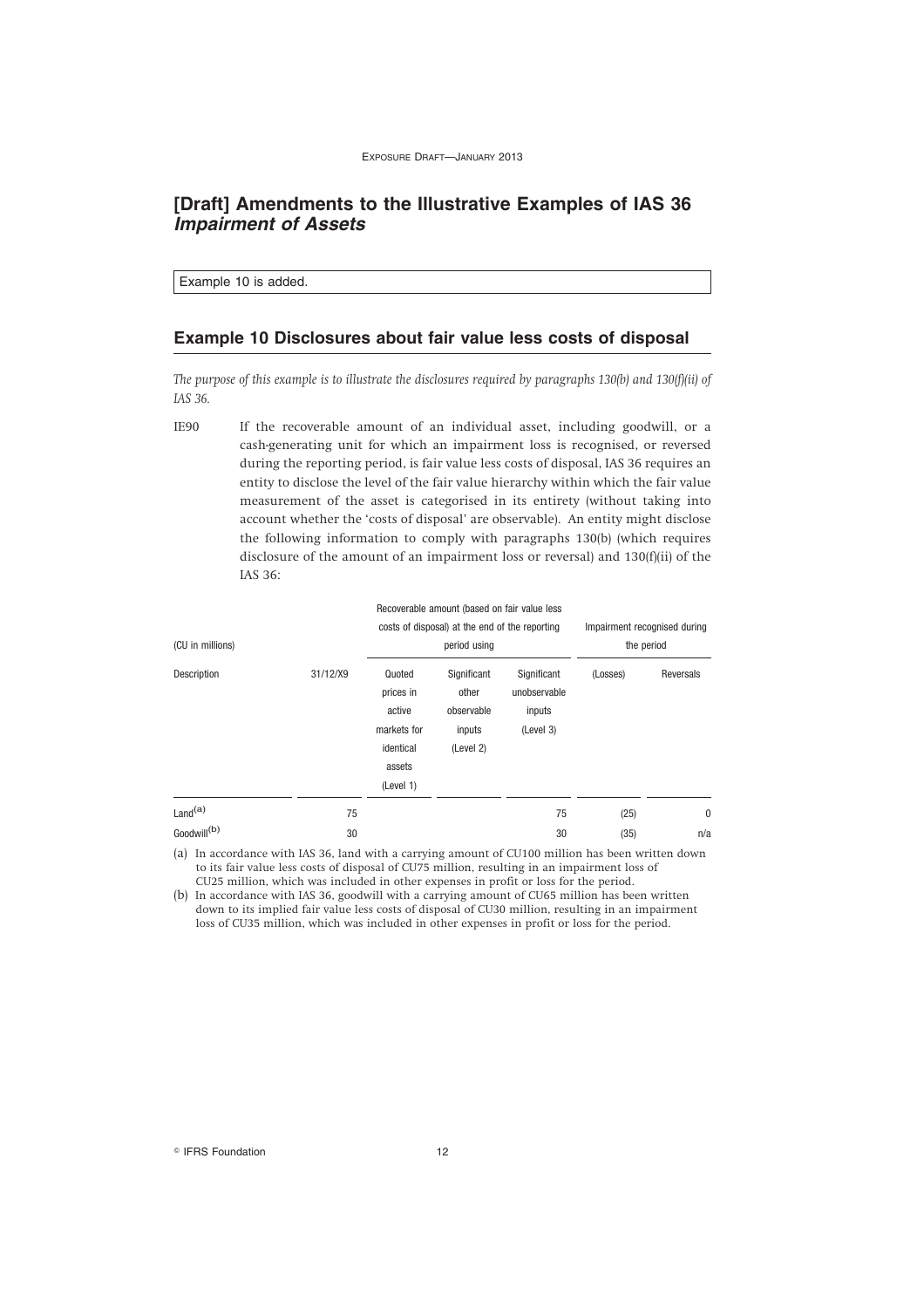# [Draft] Amendments to the Illustrative Examples of IAS 36 *Impairment of Assets*

Example 10 is added.

## Example 10 Disclosures about fair value less costs of disposal

*The purpose of this example is to illustrate the disclosures required by paragraphs 130(b) and 130(f)(ii) of IAS 36.*

IE90 If the recoverable amount of an individual asset, including goodwill, or a cash-generating unit for which an impairment loss is recognised, or reversed during the reporting period, is fair value less costs of disposal, IAS 36 requires an entity to disclose the level of the fair value hierarchy within which the fair value measurement of the asset is categorised in its entirety (without taking into account whether the 'costs of disposal' are observable). An entity might disclose the following information to comply with paragraphs 130(b) (which requires disclosure of the amount of an impairment loss or reversal) and 130(f)(ii) of the IAS 36:

| (CU in millions) | | Recoverable amount (based on fair value less costs of disposal) at the end of the reporting period using | | | Impairment recognised during the period | |
|---|---|---|---|---|---|---|
| Description | 31/12/X9 | Quoted prices in active markets for identical assets (Level 1) | Significant other observable inputs (Level 2) | Significant unobservable inputs (Level 3) | (Losses) | Reversals |
| Land[(a)] | 75 | | | 75 | (25) | 0 |
| Goodwill[(b)] | 30 | | | 30 | (35) | n/a |

(a) In accordance with IAS 36, land with a carrying amount of CU100 million has been written down to its fair value less costs of disposal of CU75 million, resulting in an impairment loss of CU25 million, which was included in other expenses in profit or loss for the period.

(b) In accordance with IAS 36, goodwill with a carrying amount of CU65 million has been written down to its implied fair value less costs of disposal of CU30 million, resulting in an impairment loss of CU35 million, which was included in other expenses in profit or loss for the period.